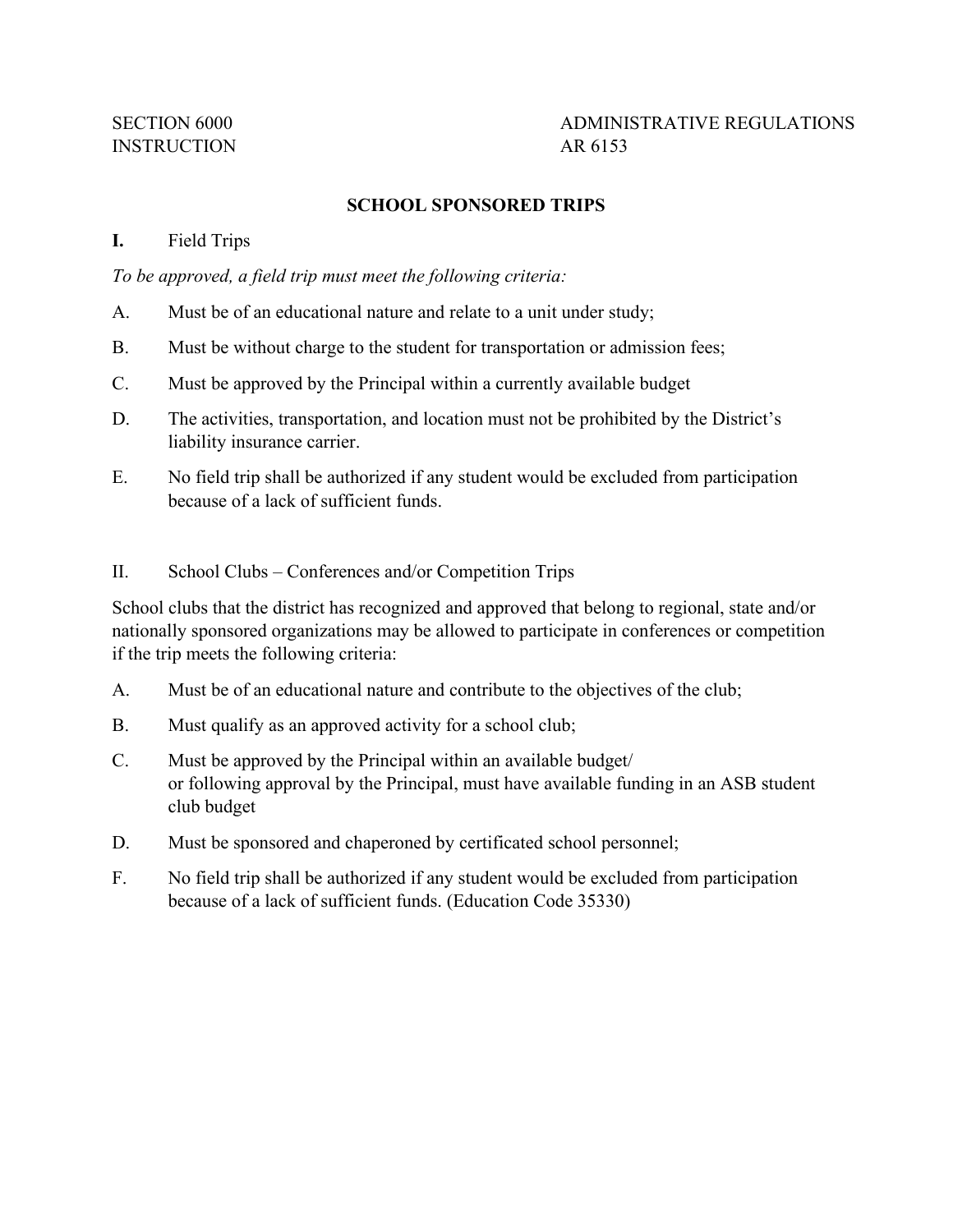SECTION 6000
INSTRUCTION

ADMINISTRATIVE REGULATIONS
AR 6153

# SCHOOL SPONSORED TRIPS

**I.** Field Trips

*To be approved, a field trip must meet the following criteria:*

A. Must be of an educational nature and relate to a unit under study;

B. Must be without charge to the student for transportation or admission fees;

C. Must be approved by the Principal within a currently available budget

D. The activities, transportation, and location must not be prohibited by the District's liability insurance carrier.

E. No field trip shall be authorized if any student would be excluded from participation because of a lack of sufficient funds.

II. School Clubs – Conferences and/or Competition Trips

School clubs that the district has recognized and approved that belong to regional, state and/or nationally sponsored organizations may be allowed to participate in conferences or competition if the trip meets the following criteria:

A. Must be of an educational nature and contribute to the objectives of the club;

B. Must qualify as an approved activity for a school club;

C. Must be approved by the Principal within an available budget/
or following approval by the Principal, must have available funding in an ASB student club budget

D. Must be sponsored and chaperoned by certificated school personnel;

F. No field trip shall be authorized if any student would be excluded from participation because of a lack of sufficient funds. (Education Code 35330)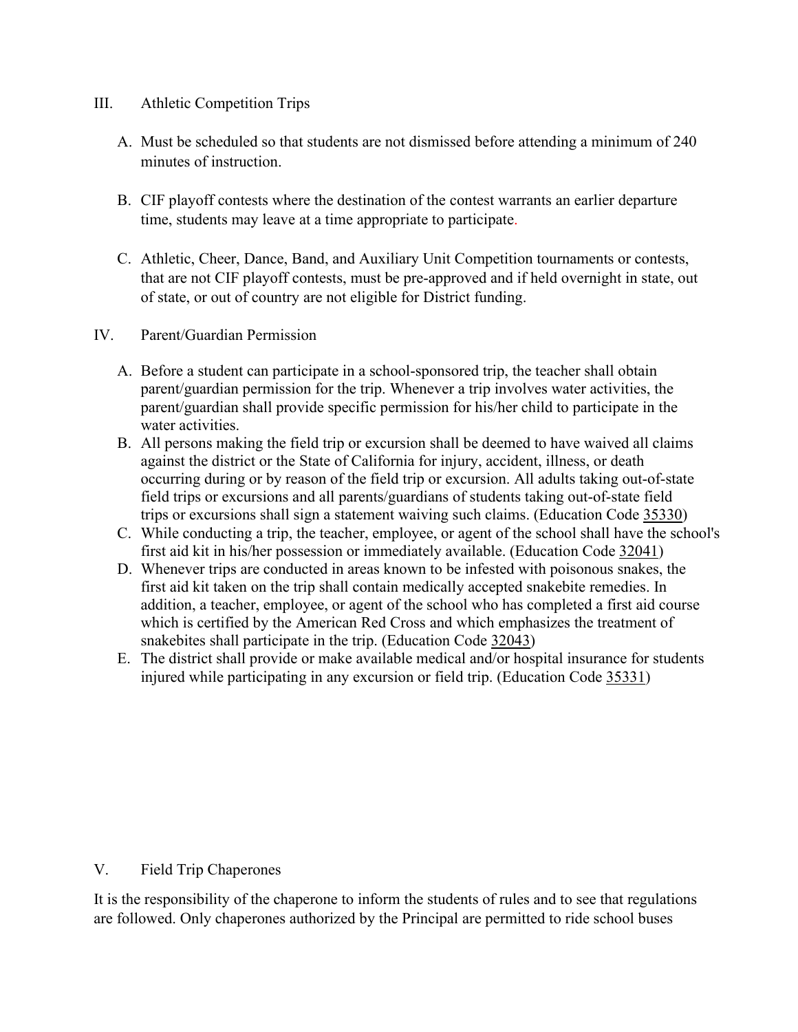## III. Athletic Competition Trips

A. Must be scheduled so that students are not dismissed before attending a minimum of 240 minutes of instruction.

B. CIF playoff contests where the destination of the contest warrants an earlier departure time, students may leave at a time appropriate to participate.

C. Athletic, Cheer, Dance, Band, and Auxiliary Unit Competition tournaments or contests, that are not CIF playoff contests, must be pre-approved and if held overnight in state, out of state, or out of country are not eligible for District funding.

## IV. Parent/Guardian Permission

A. Before a student can participate in a school-sponsored trip, the teacher shall obtain parent/guardian permission for the trip. Whenever a trip involves water activities, the parent/guardian shall provide specific permission for his/her child to participate in the water activities.

B. All persons making the field trip or excursion shall be deemed to have waived all claims against the district or the State of California for injury, accident, illness, or death occurring during or by reason of the field trip or excursion. All adults taking out-of-state field trips or excursions and all parents/guardians of students taking out-of-state field trips or excursions shall sign a statement waiving such claims. (Education Code 35330)

C. While conducting a trip, the teacher, employee, or agent of the school shall have the school's first aid kit in his/her possession or immediately available. (Education Code 32041)

D. Whenever trips are conducted in areas known to be infested with poisonous snakes, the first aid kit taken on the trip shall contain medically accepted snakebite remedies. In addition, a teacher, employee, or agent of the school who has completed a first aid course which is certified by the American Red Cross and which emphasizes the treatment of snakebites shall participate in the trip. (Education Code 32043)

E. The district shall provide or make available medical and/or hospital insurance for students injured while participating in any excursion or field trip. (Education Code 35331)

## V. Field Trip Chaperones

It is the responsibility of the chaperone to inform the students of rules and to see that regulations are followed. Only chaperones authorized by the Principal are permitted to ride school buses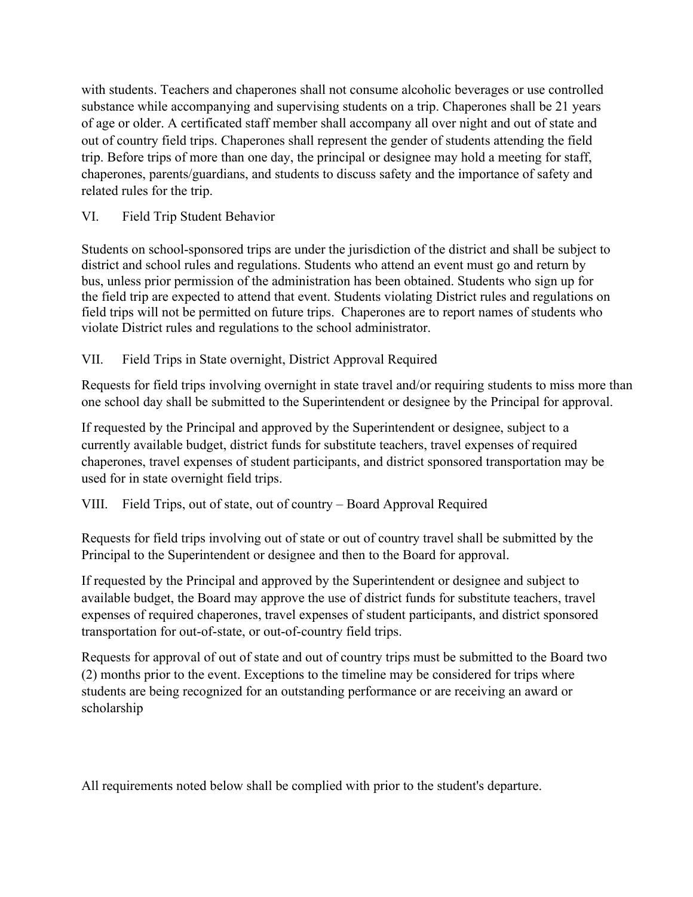with students. Teachers and chaperones shall not consume alcoholic beverages or use controlled substance while accompanying and supervising students on a trip. Chaperones shall be 21 years of age or older. A certificated staff member shall accompany all over night and out of state and out of country field trips. Chaperones shall represent the gender of students attending the field trip. Before trips of more than one day, the principal or designee may hold a meeting for staff, chaperones, parents/guardians, and students to discuss safety and the importance of safety and related rules for the trip.

## VI. Field Trip Student Behavior

Students on school-sponsored trips are under the jurisdiction of the district and shall be subject to district and school rules and regulations. Students who attend an event must go and return by bus, unless prior permission of the administration has been obtained. Students who sign up for the field trip are expected to attend that event. Students violating District rules and regulations on field trips will not be permitted on future trips. Chaperones are to report names of students who violate District rules and regulations to the school administrator.

## VII. Field Trips in State overnight, District Approval Required

Requests for field trips involving overnight in state travel and/or requiring students to miss more than one school day shall be submitted to the Superintendent or designee by the Principal for approval.

If requested by the Principal and approved by the Superintendent or designee, subject to a currently available budget, district funds for substitute teachers, travel expenses of required chaperones, travel expenses of student participants, and district sponsored transportation may be used for in state overnight field trips.

## VIII. Field Trips, out of state, out of country – Board Approval Required

Requests for field trips involving out of state or out of country travel shall be submitted by the Principal to the Superintendent or designee and then to the Board for approval.

If requested by the Principal and approved by the Superintendent or designee and subject to available budget, the Board may approve the use of district funds for substitute teachers, travel expenses of required chaperones, travel expenses of student participants, and district sponsored transportation for out-of-state, or out-of-country field trips.

Requests for approval of out of state and out of country trips must be submitted to the Board two (2) months prior to the event. Exceptions to the timeline may be considered for trips where students are being recognized for an outstanding performance or are receiving an award or scholarship

All requirements noted below shall be complied with prior to the student's departure.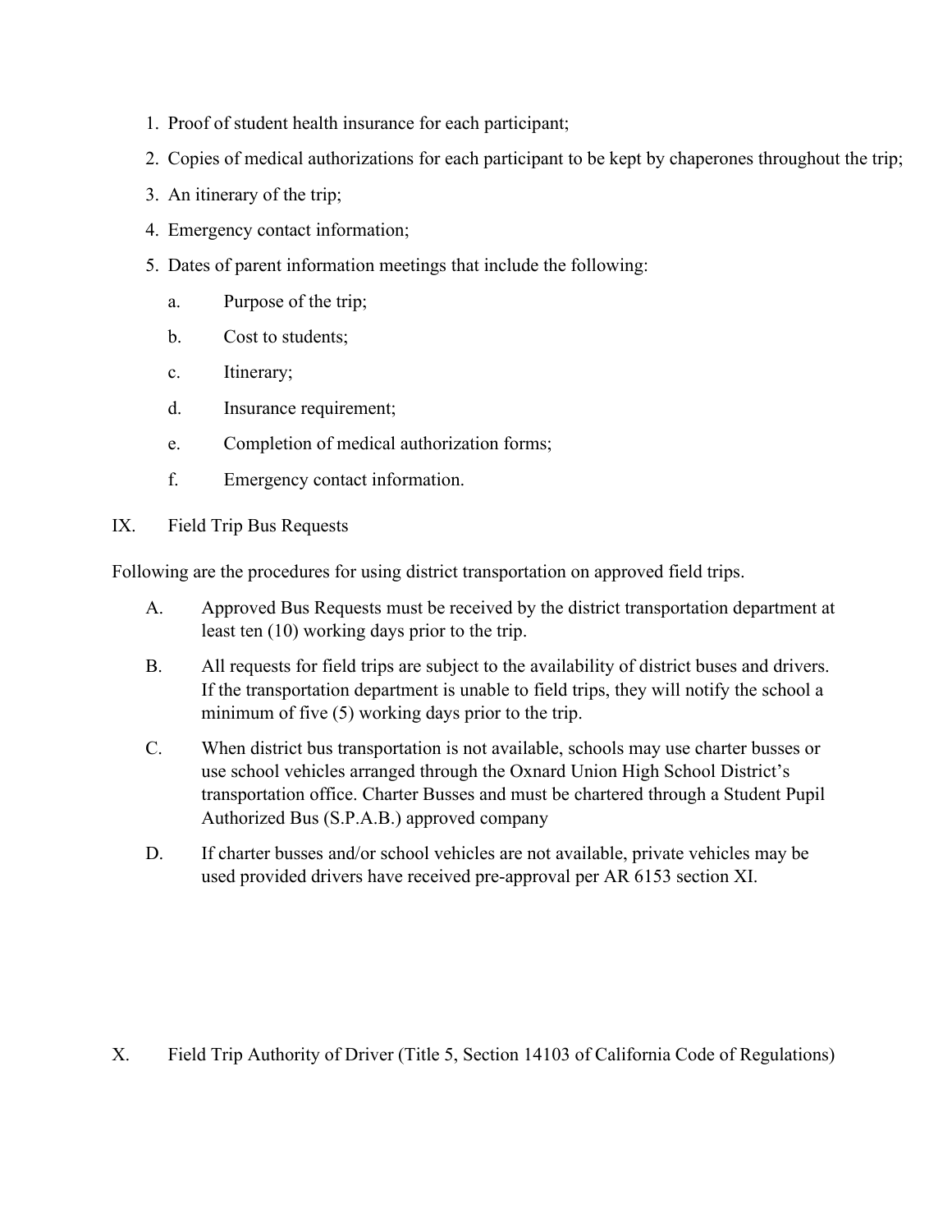1. Proof of student health insurance for each participant;
2. Copies of medical authorizations for each participant to be kept by chaperones throughout the trip;
3. An itinerary of the trip;
4. Emergency contact information;
5. Dates of parent information meetings that include the following:
   a. Purpose of the trip;
   b. Cost to students;
   c. Itinerary;
   d. Insurance requirement;
   e. Completion of medical authorization forms;
   f. Emergency contact information.

## IX. Field Trip Bus Requests

Following are the procedures for using district transportation on approved field trips.

A. Approved Bus Requests must be received by the district transportation department at least ten (10) working days prior to the trip.

B. All requests for field trips are subject to the availability of district buses and drivers. If the transportation department is unable to field trips, they will notify the school a minimum of five (5) working days prior to the trip.

C. When district bus transportation is not available, schools may use charter busses or use school vehicles arranged through the Oxnard Union High School District's transportation office. Charter Busses and must be chartered through a Student Pupil Authorized Bus (S.P.A.B.) approved company

D. If charter busses and/or school vehicles are not available, private vehicles may be used provided drivers have received pre-approval per AR 6153 section XI.

## X. Field Trip Authority of Driver (Title 5, Section 14103 of California Code of Regulations)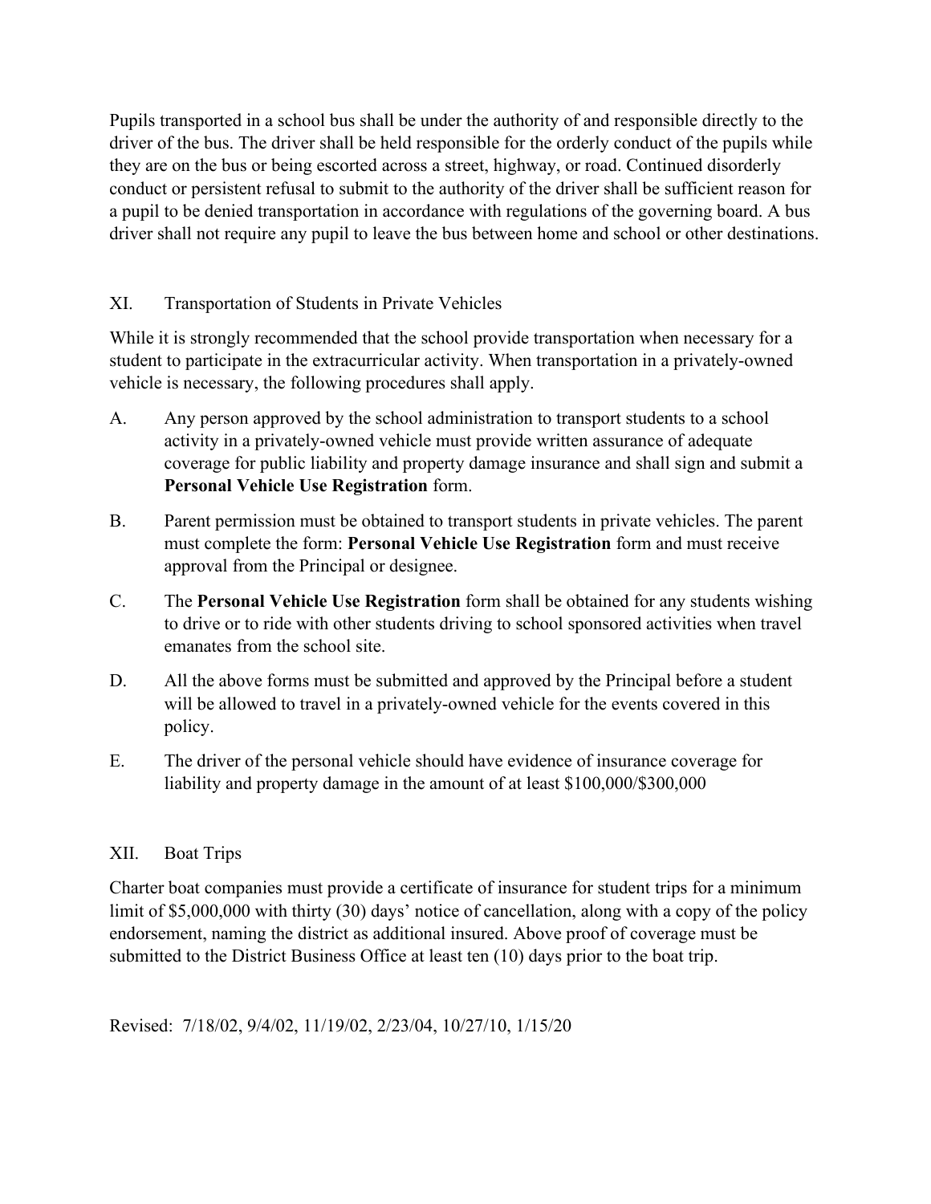Pupils transported in a school bus shall be under the authority of and responsible directly to the driver of the bus. The driver shall be held responsible for the orderly conduct of the pupils while they are on the bus or being escorted across a street, highway, or road. Continued disorderly conduct or persistent refusal to submit to the authority of the driver shall be sufficient reason for a pupil to be denied transportation in accordance with regulations of the governing board. A bus driver shall not require any pupil to leave the bus between home and school or other destinations.

## XI. Transportation of Students in Private Vehicles

While it is strongly recommended that the school provide transportation when necessary for a student to participate in the extracurricular activity. When transportation in a privately-owned vehicle is necessary, the following procedures shall apply.

A. Any person approved by the school administration to transport students to a school activity in a privately-owned vehicle must provide written assurance of adequate coverage for public liability and property damage insurance and shall sign and submit a **Personal Vehicle Use Registration** form.

B. Parent permission must be obtained to transport students in private vehicles. The parent must complete the form: **Personal Vehicle Use Registration** form and must receive approval from the Principal or designee.

C. The **Personal Vehicle Use Registration** form shall be obtained for any students wishing to drive or to ride with other students driving to school sponsored activities when travel emanates from the school site.

D. All the above forms must be submitted and approved by the Principal before a student will be allowed to travel in a privately-owned vehicle for the events covered in this policy.

E. The driver of the personal vehicle should have evidence of insurance coverage for liability and property damage in the amount of at least $100,000/$300,000

## XII. Boat Trips

Charter boat companies must provide a certificate of insurance for student trips for a minimum limit of $5,000,000 with thirty (30) days' notice of cancellation, along with a copy of the policy endorsement, naming the district as additional insured. Above proof of coverage must be submitted to the District Business Office at least ten (10) days prior to the boat trip.

Revised: 7/18/02, 9/4/02, 11/19/02, 2/23/04, 10/27/10, 1/15/20